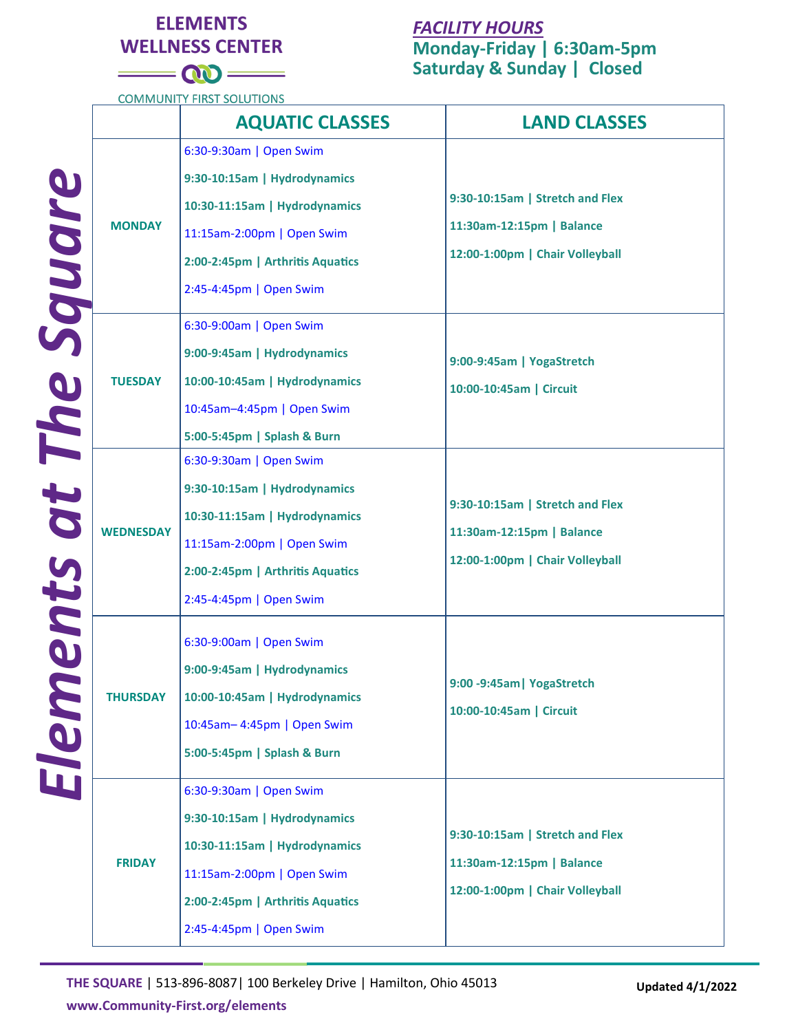# ELEMENTS WELLNESS CENTER

COMMUNITY FIRST SOLUTIONS

## *Elements at The Square*

***FACILITY HOURS***

**Monday-Friday | 6:30am-5pm**

**Saturday & Sunday | Closed**

| | AQUATIC CLASSES | LAND CLASSES |
|---|---|---|
| **MONDAY** | 6:30-9:30am \| Open Swim<br>**9:30-10:15am \| Hydrodynamics**<br>**10:30-11:15am \| Hydrodynamics**<br>11:15am-2:00pm \| Open Swim<br>**2:00-2:45pm \| Arthritis Aquatics**<br>2:45-4:45pm \| Open Swim | **9:30-10:15am \| Stretch and Flex**<br>**11:30am-12:15pm \| Balance**<br>**12:00-1:00pm \| Chair Volleyball** |
| **TUESDAY** | 6:30-9:00am \| Open Swim<br>**9:00-9:45am \| Hydrodynamics**<br>**10:00-10:45am \| Hydrodynamics**<br>10:45am–4:45pm \| Open Swim<br>**5:00-5:45pm \| Splash & Burn** | **9:00-9:45am \| YogaStretch**<br>**10:00-10:45am \| Circuit** |
| **WEDNESDAY** | 6:30-9:30am \| Open Swim<br>**9:30-10:15am \| Hydrodynamics**<br>**10:30-11:15am \| Hydrodynamics**<br>11:15am-2:00pm \| Open Swim<br>**2:00-2:45pm \| Arthritis Aquatics**<br>2:45-4:45pm \| Open Swim | **9:30-10:15am \| Stretch and Flex**<br>**11:30am-12:15pm \| Balance**<br>**12:00-1:00pm \| Chair Volleyball** |
| **THURSDAY** | 6:30-9:00am \| Open Swim<br>**9:00-9:45am \| Hydrodynamics**<br>**10:00-10:45am \| Hydrodynamics**<br>10:45am– 4:45pm \| Open Swim<br>**5:00-5:45pm \| Splash & Burn** | **9:00 -9:45am\| YogaStretch**<br>**10:00-10:45am \| Circuit** |
| **FRIDAY** | 6:30-9:30am \| Open Swim<br>**9:30-10:15am \| Hydrodynamics**<br>**10:30-11:15am \| Hydrodynamics**<br>11:15am-2:00pm \| Open Swim<br>**2:00-2:45pm \| Arthritis Aquatics**<br>2:45-4:45pm \| Open Swim | **9:30-10:15am \| Stretch and Flex**<br>**11:30am-12:15pm \| Balance**<br>**12:00-1:00pm \| Chair Volleyball** |

**THE SQUARE** | 513-896-8087| 100 Berkeley Drive | Hamilton, Ohio 45013

**www.Community-First.org/elements**

**Updated 4/1/2022**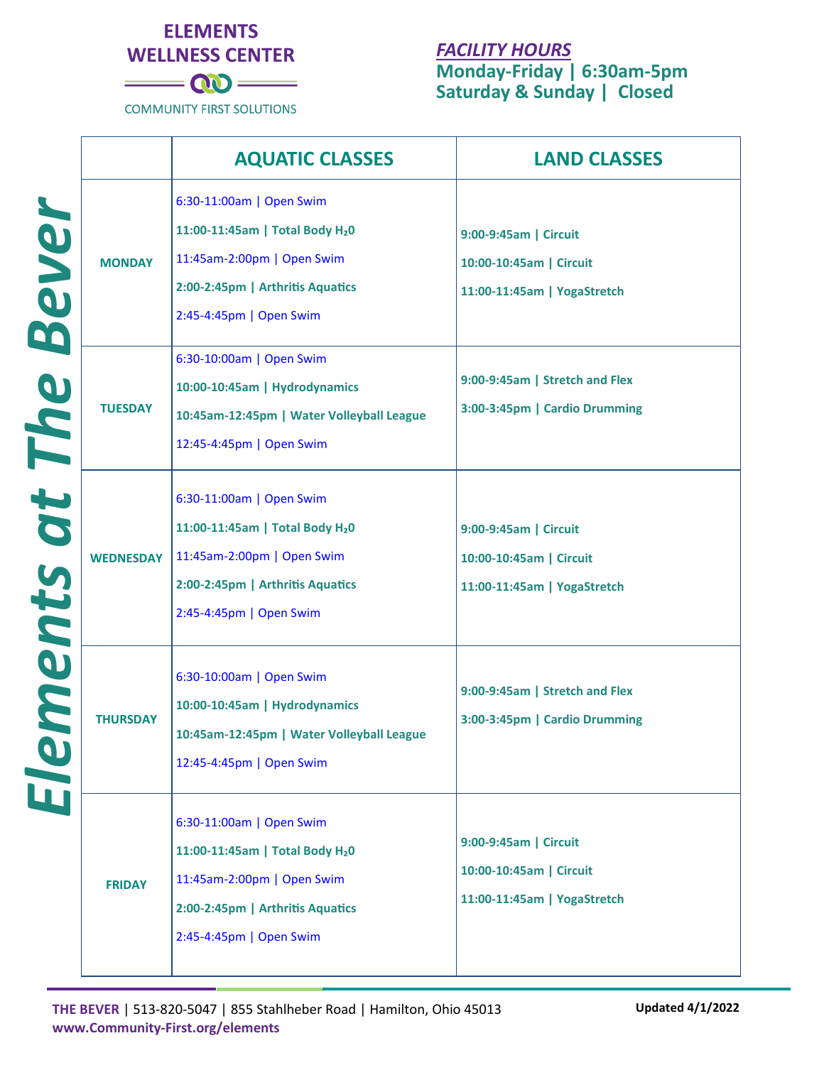# ELEMENTS WELLNESS CENTER

COMMUNITY FIRST SOLUTIONS

***FACILITY HOURS***

**Monday-Friday | 6:30am-5pm**
**Saturday & Sunday | Closed**

# Elements at The Bever

| | AQUATIC CLASSES | LAND CLASSES |
|---|---|---|
| **MONDAY** | 6:30-11:00am \| Open Swim<br>**11:00-11:45am \| Total Body $H_20$**<br>11:45am-2:00pm \| Open Swim<br>**2:00-2:45pm \| Arthritis Aquatics**<br>2:45-4:45pm \| Open Swim | **9:00-9:45am \| Circuit**<br>**10:00-10:45am \| Circuit**<br>**11:00-11:45am \| YogaStretch** |
| **TUESDAY** | 6:30-10:00am \| Open Swim<br>**10:00-10:45am \| Hydrodynamics**<br>**10:45am-12:45pm \| Water Volleyball League**<br>12:45-4:45pm \| Open Swim | **9:00-9:45am \| Stretch and Flex**<br>**3:00-3:45pm \| Cardio Drumming** |
| **WEDNESDAY** | 6:30-11:00am \| Open Swim<br>**11:00-11:45am \| Total Body $H_20$**<br>11:45am-2:00pm \| Open Swim<br>**2:00-2:45pm \| Arthritis Aquatics**<br>2:45-4:45pm \| Open Swim | **9:00-9:45am \| Circuit**<br>**10:00-10:45am \| Circuit**<br>**11:00-11:45am \| YogaStretch** |
| **THURSDAY** | 6:30-10:00am \| Open Swim<br>**10:00-10:45am \| Hydrodynamics**<br>**10:45am-12:45pm \| Water Volleyball League**<br>12:45-4:45pm \| Open Swim | **9:00-9:45am \| Stretch and Flex**<br>**3:00-3:45pm \| Cardio Drumming** |
| **FRIDAY** | 6:30-11:00am \| Open Swim<br>**11:00-11:45am \| Total Body $H_20$**<br>11:45am-2:00pm \| Open Swim<br>**2:00-2:45pm \| Arthritis Aquatics**<br>2:45-4:45pm \| Open Swim | **9:00-9:45am \| Circuit**<br>**10:00-10:45am \| Circuit**<br>**11:00-11:45am \| YogaStretch** |

**THE BEVER** | 513-820-5047 | 855 Stahlheber Road | Hamilton, Ohio 45013
**www.Community-First.org/elements**

**Updated 4/1/2022**